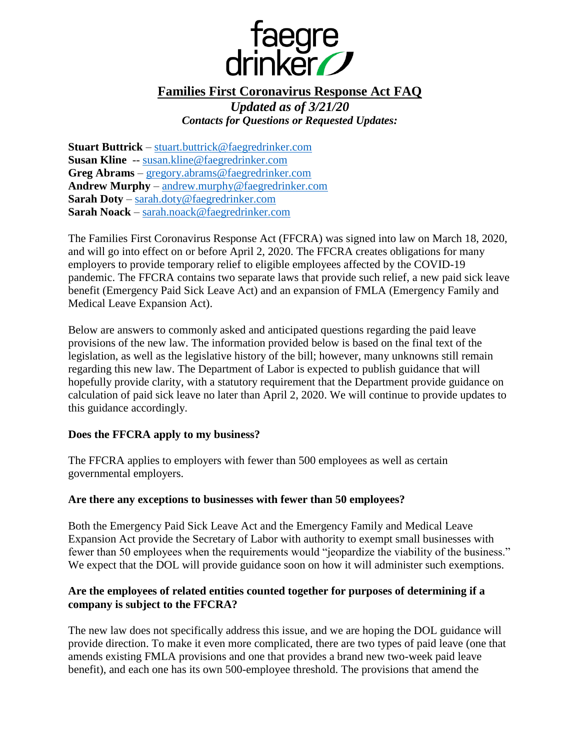faegre drinker

# Families First Coronavirus Response Act FAQ

*Updated as of 3/21/20*

***Contacts for Questions or Requested Updates:***

**Stuart Buttrick** – stuart.buttrick@faegredrinker.com
**Susan Kline** -- susan.kline@faegredrinker.com
**Greg Abrams** – gregory.abrams@faegredrinker.com
**Andrew Murphy** – andrew.murphy@faegredrinker.com
**Sarah Doty** – sarah.doty@faegredrinker.com
**Sarah Noack** – sarah.noack@faegredrinker.com

The Families First Coronavirus Response Act (FFCRA) was signed into law on March 18, 2020, and will go into effect on or before April 2, 2020. The FFCRA creates obligations for many employers to provide temporary relief to eligible employees affected by the COVID-19 pandemic. The FFCRA contains two separate laws that provide such relief, a new paid sick leave benefit (Emergency Paid Sick Leave Act) and an expansion of FMLA (Emergency Family and Medical Leave Expansion Act).

Below are answers to commonly asked and anticipated questions regarding the paid leave provisions of the new law. The information provided below is based on the final text of the legislation, as well as the legislative history of the bill; however, many unknowns still remain regarding this new law. The Department of Labor is expected to publish guidance that will hopefully provide clarity, with a statutory requirement that the Department provide guidance on calculation of paid sick leave no later than April 2, 2020. We will continue to provide updates to this guidance accordingly.

**Does the FFCRA apply to my business?**

The FFCRA applies to employers with fewer than 500 employees as well as certain governmental employers.

**Are there any exceptions to businesses with fewer than 50 employees?**

Both the Emergency Paid Sick Leave Act and the Emergency Family and Medical Leave Expansion Act provide the Secretary of Labor with authority to exempt small businesses with fewer than 50 employees when the requirements would "jeopardize the viability of the business." We expect that the DOL will provide guidance soon on how it will administer such exemptions.

**Are the employees of related entities counted together for purposes of determining if a company is subject to the FFCRA?**

The new law does not specifically address this issue, and we are hoping the DOL guidance will provide direction. To make it even more complicated, there are two types of paid leave (one that amends existing FMLA provisions and one that provides a brand new two-week paid leave benefit), and each one has its own 500-employee threshold. The provisions that amend the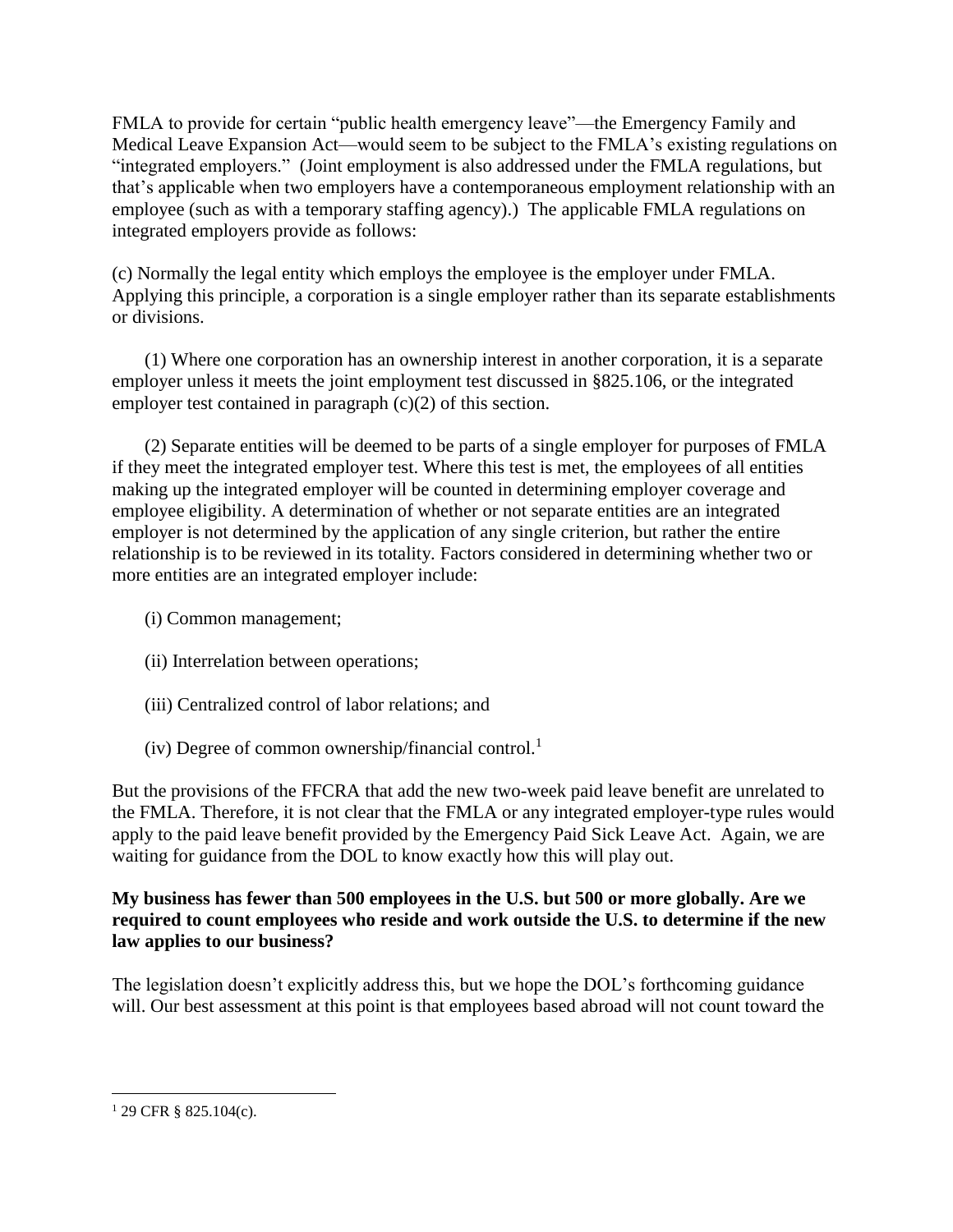FMLA to provide for certain "public health emergency leave"—the Emergency Family and Medical Leave Expansion Act—would seem to be subject to the FMLA's existing regulations on "integrated employers." (Joint employment is also addressed under the FMLA regulations, but that's applicable when two employers have a contemporaneous employment relationship with an employee (such as with a temporary staffing agency).) The applicable FMLA regulations on integrated employers provide as follows:

(c) Normally the legal entity which employs the employee is the employer under FMLA. Applying this principle, a corporation is a single employer rather than its separate establishments or divisions.

(1) Where one corporation has an ownership interest in another corporation, it is a separate employer unless it meets the joint employment test discussed in §825.106, or the integrated employer test contained in paragraph (c)(2) of this section.

(2) Separate entities will be deemed to be parts of a single employer for purposes of FMLA if they meet the integrated employer test. Where this test is met, the employees of all entities making up the integrated employer will be counted in determining employer coverage and employee eligibility. A determination of whether or not separate entities are an integrated employer is not determined by the application of any single criterion, but rather the entire relationship is to be reviewed in its totality. Factors considered in determining whether two or more entities are an integrated employer include:

(i) Common management;

(ii) Interrelation between operations;

(iii) Centralized control of labor relations; and

(iv) Degree of common ownership/financial control.[1]

But the provisions of the FFCRA that add the new two-week paid leave benefit are unrelated to the FMLA. Therefore, it is not clear that the FMLA or any integrated employer-type rules would apply to the paid leave benefit provided by the Emergency Paid Sick Leave Act. Again, we are waiting for guidance from the DOL to know exactly how this will play out.

**My business has fewer than 500 employees in the U.S. but 500 or more globally. Are we required to count employees who reside and work outside the U.S. to determine if the new law applies to our business?**

The legislation doesn't explicitly address this, but we hope the DOL's forthcoming guidance will. Our best assessment at this point is that employees based abroad will not count toward the

[1] 29 CFR § 825.104(c).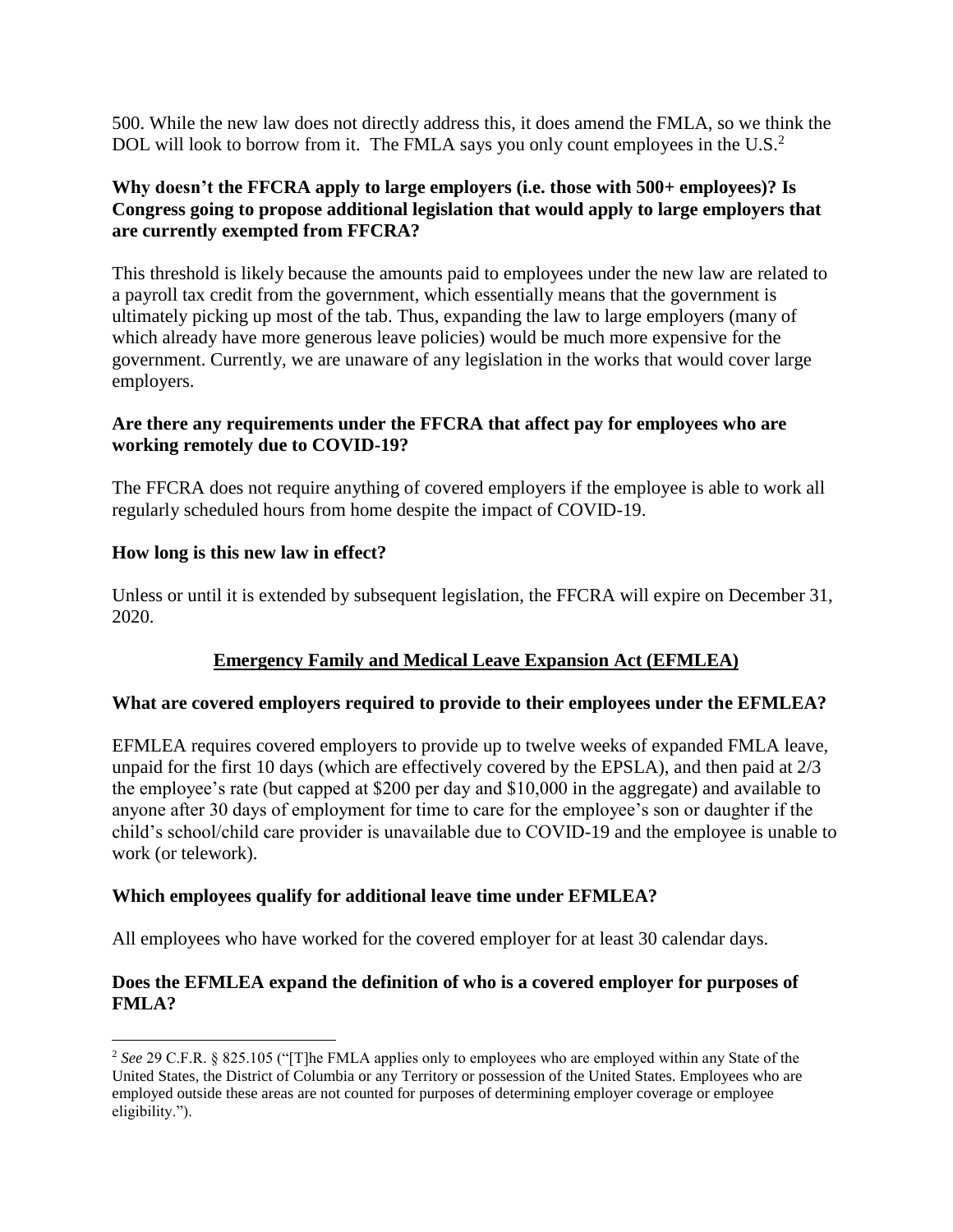500. While the new law does not directly address this, it does amend the FMLA, so we think the DOL will look to borrow from it. The FMLA says you only count employees in the U.S.[2]

**Why doesn't the FFCRA apply to large employers (i.e. those with 500+ employees)? Is Congress going to propose additional legislation that would apply to large employers that are currently exempted from FFCRA?**

This threshold is likely because the amounts paid to employees under the new law are related to a payroll tax credit from the government, which essentially means that the government is ultimately picking up most of the tab. Thus, expanding the law to large employers (many of which already have more generous leave policies) would be much more expensive for the government. Currently, we are unaware of any legislation in the works that would cover large employers.

**Are there any requirements under the FFCRA that affect pay for employees who are working remotely due to COVID-19?**

The FFCRA does not require anything of covered employers if the employee is able to work all regularly scheduled hours from home despite the impact of COVID-19.

**How long is this new law in effect?**

Unless or until it is extended by subsequent legislation, the FFCRA will expire on December 31, 2020.

## Emergency Family and Medical Leave Expansion Act (EFMLEA)

**What are covered employers required to provide to their employees under the EFMLEA?**

EFMLEA requires covered employers to provide up to twelve weeks of expanded FMLA leave, unpaid for the first 10 days (which are effectively covered by the EPSLA), and then paid at 2/3 the employee's rate (but capped at $200 per day and $10,000 in the aggregate) and available to anyone after 30 days of employment for time to care for the employee's son or daughter if the child's school/child care provider is unavailable due to COVID-19 and the employee is unable to work (or telework).

**Which employees qualify for additional leave time under EFMLEA?**

All employees who have worked for the covered employer for at least 30 calendar days.

**Does the EFMLEA expand the definition of who is a covered employer for purposes of FMLA?**

---

[2] *See* 29 C.F.R. § 825.105 ("[T]he FMLA applies only to employees who are employed within any State of the United States, the District of Columbia or any Territory or possession of the United States. Employees who are employed outside these areas are not counted for purposes of determining employer coverage or employee eligibility.").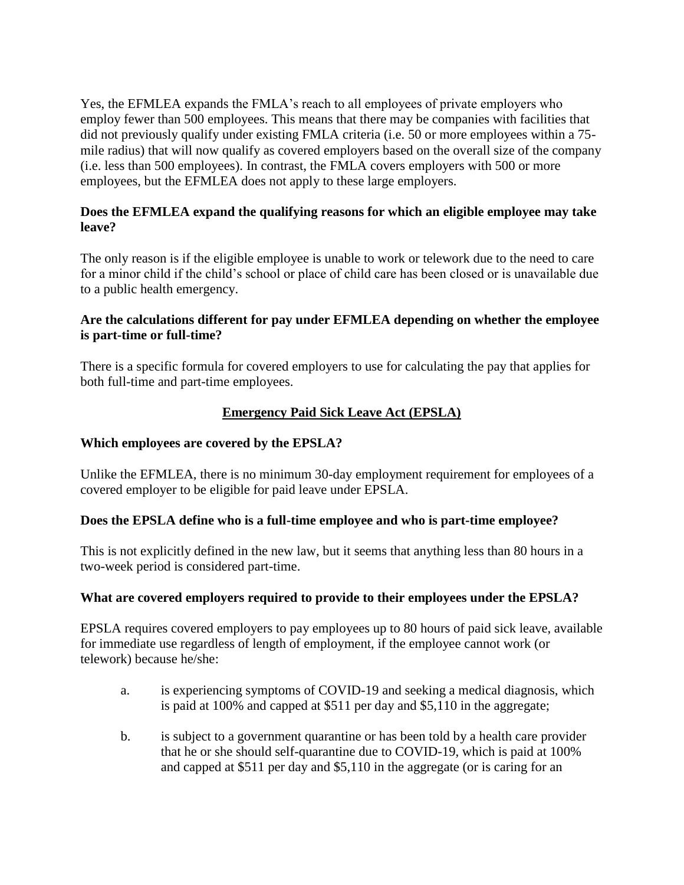Yes, the EFMLEA expands the FMLA's reach to all employees of private employers who employ fewer than 500 employees. This means that there may be companies with facilities that did not previously qualify under existing FMLA criteria (i.e. 50 or more employees within a 75-mile radius) that will now qualify as covered employers based on the overall size of the company (i.e. less than 500 employees). In contrast, the FMLA covers employers with 500 or more employees, but the EFMLEA does not apply to these large employers.

**Does the EFMLEA expand the qualifying reasons for which an eligible employee may take leave?**

The only reason is if the eligible employee is unable to work or telework due to the need to care for a minor child if the child's school or place of child care has been closed or is unavailable due to a public health emergency.

**Are the calculations different for pay under EFMLEA depending on whether the employee is part-time or full-time?**

There is a specific formula for covered employers to use for calculating the pay that applies for both full-time and part-time employees.

## **Emergency Paid Sick Leave Act (EPSLA)**

**Which employees are covered by the EPSLA?**

Unlike the EFMLEA, there is no minimum 30-day employment requirement for employees of a covered employer to be eligible for paid leave under EPSLA.

**Does the EPSLA define who is a full-time employee and who is part-time employee?**

This is not explicitly defined in the new law, but it seems that anything less than 80 hours in a two-week period is considered part-time.

**What are covered employers required to provide to their employees under the EPSLA?**

EPSLA requires covered employers to pay employees up to 80 hours of paid sick leave, available for immediate use regardless of length of employment, if the employee cannot work (or telework) because he/she:

a. is experiencing symptoms of COVID-19 and seeking a medical diagnosis, which is paid at 100% and capped at $511 per day and $5,110 in the aggregate;

b. is subject to a government quarantine or has been told by a health care provider that he or she should self-quarantine due to COVID-19, which is paid at 100% and capped at $511 per day and $5,110 in the aggregate (or is caring for an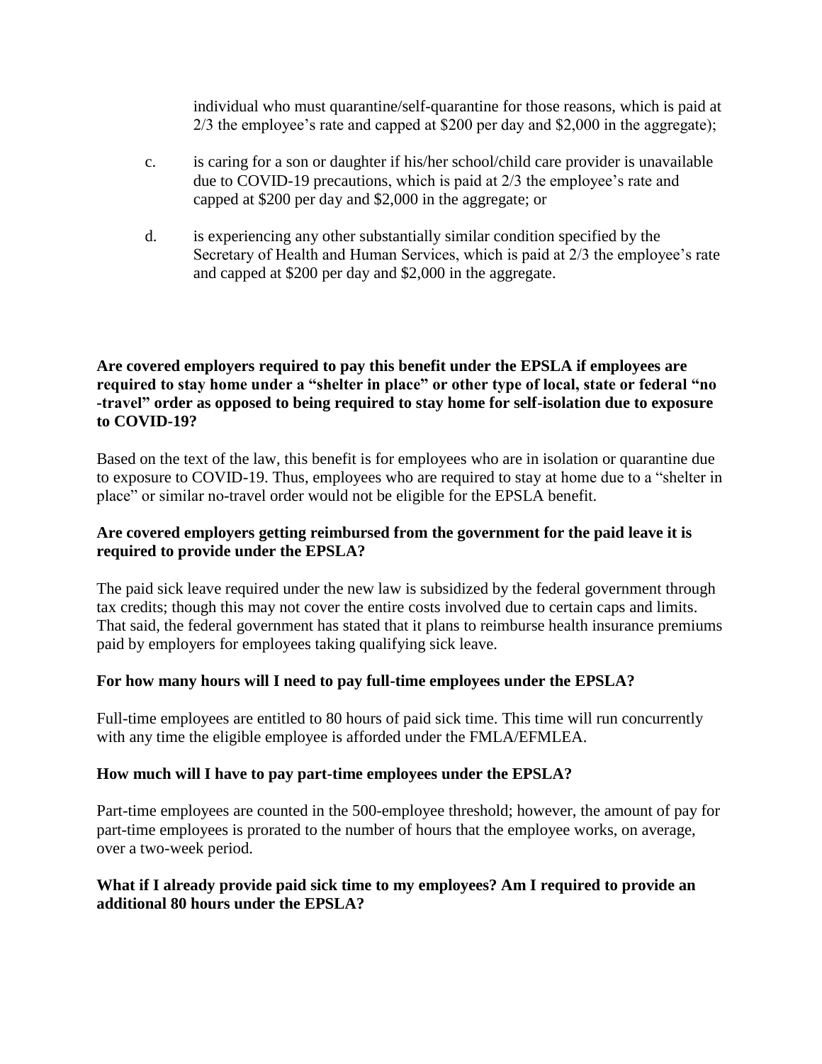individual who must quarantine/self-quarantine for those reasons, which is paid at 2/3 the employee's rate and capped at $200 per day and $2,000 in the aggregate);

c. is caring for a son or daughter if his/her school/child care provider is unavailable due to COVID-19 precautions, which is paid at 2/3 the employee's rate and capped at $200 per day and $2,000 in the aggregate; or

d. is experiencing any other substantially similar condition specified by the Secretary of Health and Human Services, which is paid at 2/3 the employee's rate and capped at $200 per day and $2,000 in the aggregate.

**Are covered employers required to pay this benefit under the EPSLA if employees are required to stay home under a "shelter in place" or other type of local, state or federal "no -travel" order as opposed to being required to stay home for self-isolation due to exposure to COVID-19?**

Based on the text of the law, this benefit is for employees who are in isolation or quarantine due to exposure to COVID-19. Thus, employees who are required to stay at home due to a "shelter in place" or similar no-travel order would not be eligible for the EPSLA benefit.

**Are covered employers getting reimbursed from the government for the paid leave it is required to provide under the EPSLA?**

The paid sick leave required under the new law is subsidized by the federal government through tax credits; though this may not cover the entire costs involved due to certain caps and limits. That said, the federal government has stated that it plans to reimburse health insurance premiums paid by employers for employees taking qualifying sick leave.

**For how many hours will I need to pay full-time employees under the EPSLA?**

Full-time employees are entitled to 80 hours of paid sick time. This time will run concurrently with any time the eligible employee is afforded under the FMLA/EFMLEA.

**How much will I have to pay part-time employees under the EPSLA?**

Part-time employees are counted in the 500-employee threshold; however, the amount of pay for part-time employees is prorated to the number of hours that the employee works, on average, over a two-week period.

**What if I already provide paid sick time to my employees? Am I required to provide an additional 80 hours under the EPSLA?**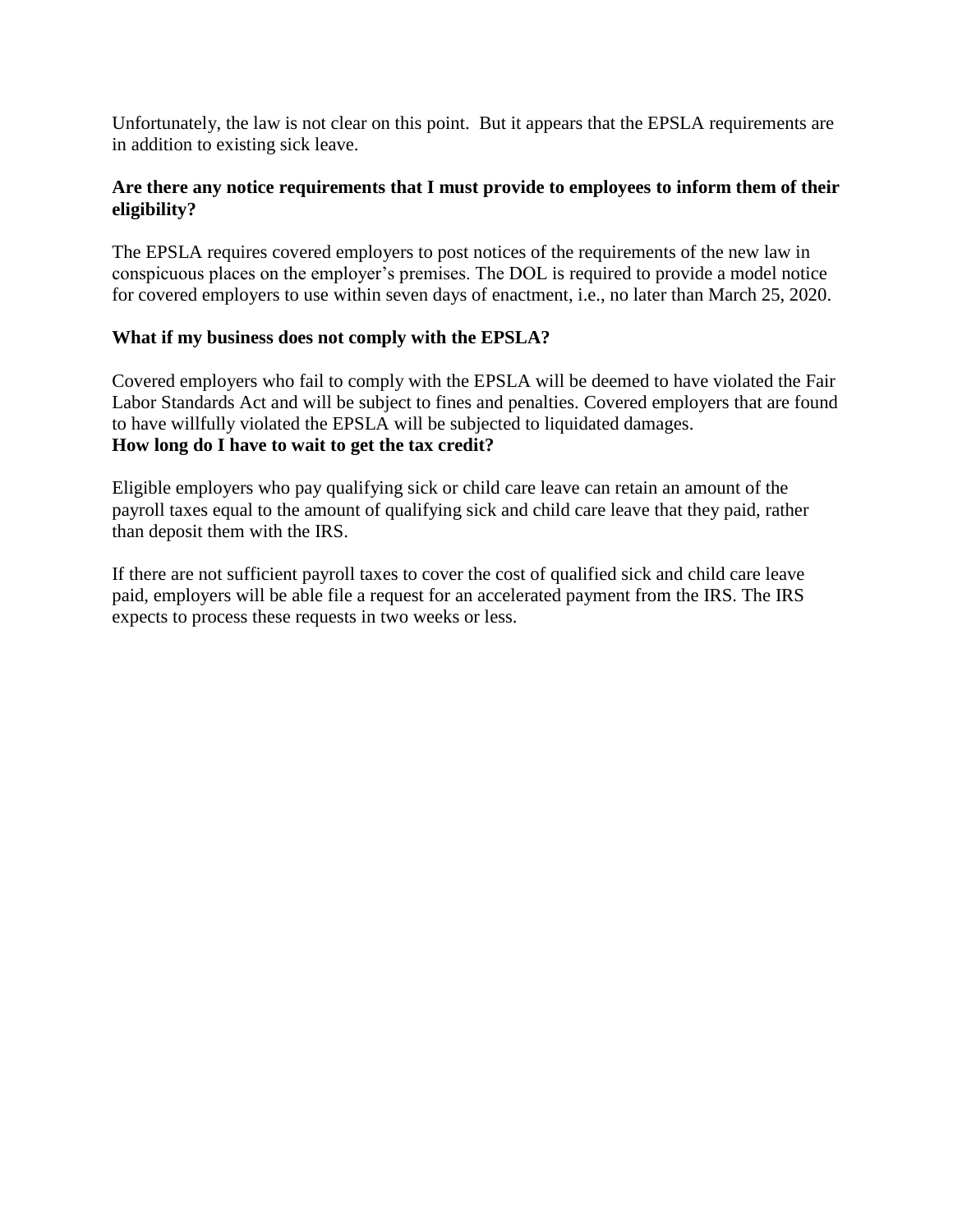Unfortunately, the law is not clear on this point. But it appears that the EPSLA requirements are in addition to existing sick leave.

**Are there any notice requirements that I must provide to employees to inform them of their eligibility?**

The EPSLA requires covered employers to post notices of the requirements of the new law in conspicuous places on the employer's premises. The DOL is required to provide a model notice for covered employers to use within seven days of enactment, i.e., no later than March 25, 2020.

**What if my business does not comply with the EPSLA?**

Covered employers who fail to comply with the EPSLA will be deemed to have violated the Fair Labor Standards Act and will be subject to fines and penalties. Covered employers that are found to have willfully violated the EPSLA will be subjected to liquidated damages.

**How long do I have to wait to get the tax credit?**

Eligible employers who pay qualifying sick or child care leave can retain an amount of the payroll taxes equal to the amount of qualifying sick and child care leave that they paid, rather than deposit them with the IRS.

If there are not sufficient payroll taxes to cover the cost of qualified sick and child care leave paid, employers will be able file a request for an accelerated payment from the IRS. The IRS expects to process these requests in two weeks or less.